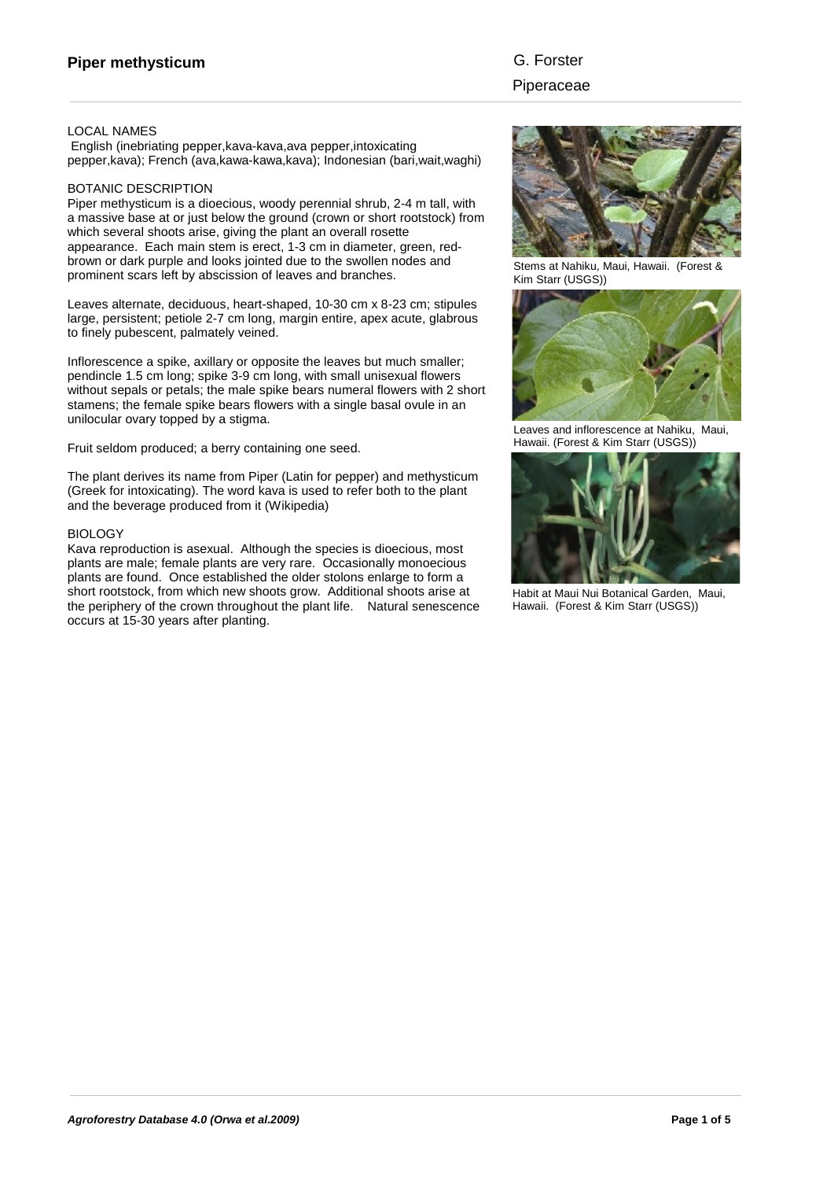# Piper methysticum

G. Forster

Piperaceae

## LOCAL NAMES

English (inebriating pepper,kava-kava,ava pepper,intoxicating pepper,kava); French (ava,kawa-kawa,kava); Indonesian (bari,wait,waghi)

## BOTANIC DESCRIPTION

Piper methysticum is a dioecious, woody perennial shrub, 2-4 m tall, with a massive base at or just below the ground (crown or short rootstock) from which several shoots arise, giving the plant an overall rosette appearance. Each main stem is erect, 1-3 cm in diameter, green, red-brown or dark purple and looks jointed due to the swollen nodes and prominent scars left by abscission of leaves and branches.

Leaves alternate, deciduous, heart-shaped, 10-30 cm x 8-23 cm; stipules large, persistent; petiole 2-7 cm long, margin entire, apex acute, glabrous to finely pubescent, palmately veined.

Inflorescence a spike, axillary or opposite the leaves but much smaller; pendincle 1.5 cm long; spike 3-9 cm long, with small unisexual flowers without sepals or petals; the male spike bears numeral flowers with 2 short stamens; the female spike bears flowers with a single basal ovule in an unilocular ovary topped by a stigma.

Fruit seldom produced; a berry containing one seed.

The plant derives its name from Piper (Latin for pepper) and methysticum (Greek for intoxicating). The word kava is used to refer both to the plant and the beverage produced from it (Wikipedia)

## BIOLOGY

Kava reproduction is asexual. Although the species is dioecious, most plants are male; female plants are very rare. Occasionally monoecious plants are found. Once established the older stolons enlarge to form a short rootstock, from which new shoots grow. Additional shoots arise at the periphery of the crown throughout the plant life. Natural senescence occurs at 15-30 years after planting.

Stems at Nahiku, Maui, Hawaii. (Forest & Kim Starr (USGS))

Leaves and inflorescence at Nahiku, Maui, Hawaii. (Forest & Kim Starr (USGS))

Habit at Maui Nui Botanical Garden, Maui, Hawaii. (Forest & Kim Starr (USGS))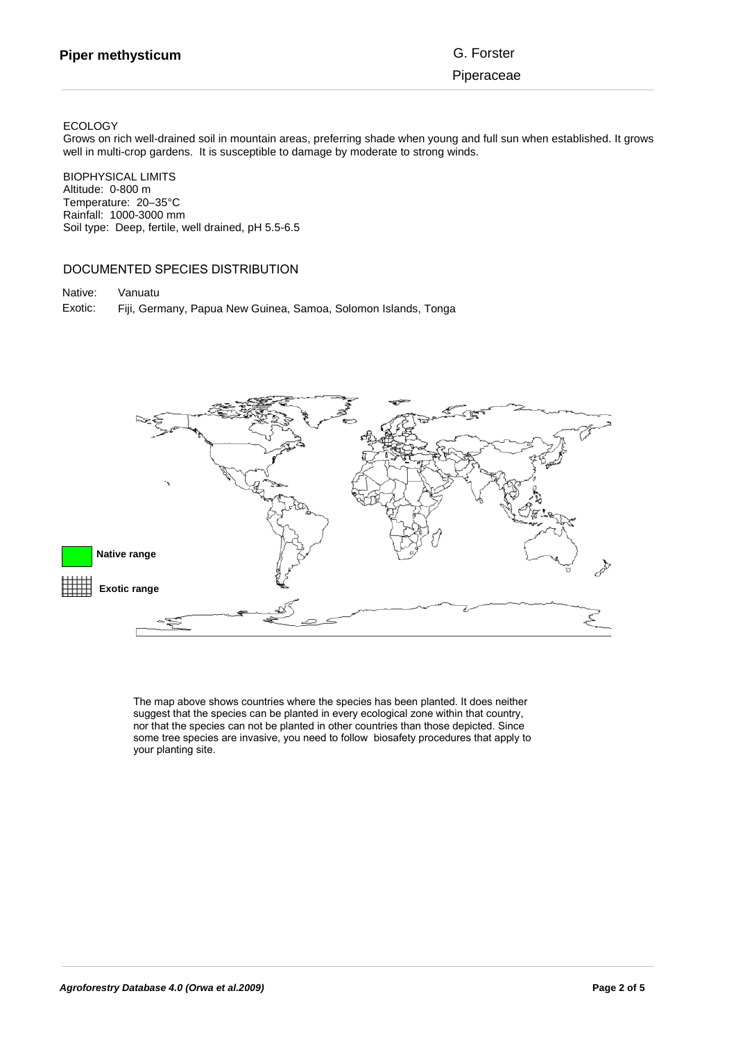**Piper methysticum** G. Forster

Piperaceae

ECOLOGY

Grows on rich well-drained soil in mountain areas, preferring shade when young and full sun when established. It grows well in multi-crop gardens. It is susceptible to damage by moderate to strong winds.

BIOPHYSICAL LIMITS

Altitude: 0-800 m

Temperature: 20–35°C

Rainfall: 1000-3000 mm

Soil type: Deep, fertile, well drained, pH 5.5-6.5

DOCUMENTED SPECIES DISTRIBUTION

Native: Vanuatu

Exotic: Fiji, Germany, Papua New Guinea, Samoa, Solomon Islands, Tonga

**Native range**

**Exotic range**

The map above shows countries where the species has been planted. It does neither suggest that the species can be planted in every ecological zone within that country, nor that the species can not be planted in other countries than those depicted. Since some tree species are invasive, you need to follow biosafety procedures that apply to your planting site.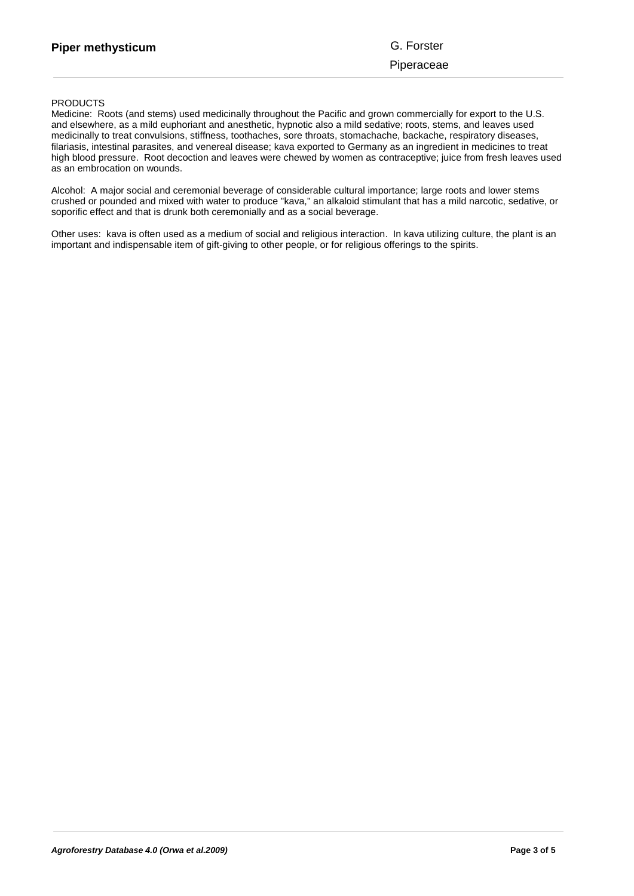PRODUCTS

Medicine: Roots (and stems) used medicinally throughout the Pacific and grown commercially for export to the U.S. and elsewhere, as a mild euphoriant and anesthetic, hypnotic also a mild sedative; roots, stems, and leaves used medicinally to treat convulsions, stiffness, toothaches, sore throats, stomachache, backache, respiratory diseases, filariasis, intestinal parasites, and venereal disease; kava exported to Germany as an ingredient in medicines to treat high blood pressure. Root decoction and leaves were chewed by women as contraceptive; juice from fresh leaves used as an embrocation on wounds.

Alcohol: A major social and ceremonial beverage of considerable cultural importance; large roots and lower stems crushed or pounded and mixed with water to produce "kava," an alkaloid stimulant that has a mild narcotic, sedative, or soporific effect and that is drunk both ceremonially and as a social beverage.

Other uses: kava is often used as a medium of social and religious interaction. In kava utilizing culture, the plant is an important and indispensable item of gift-giving to other people, or for religious offerings to the spirits.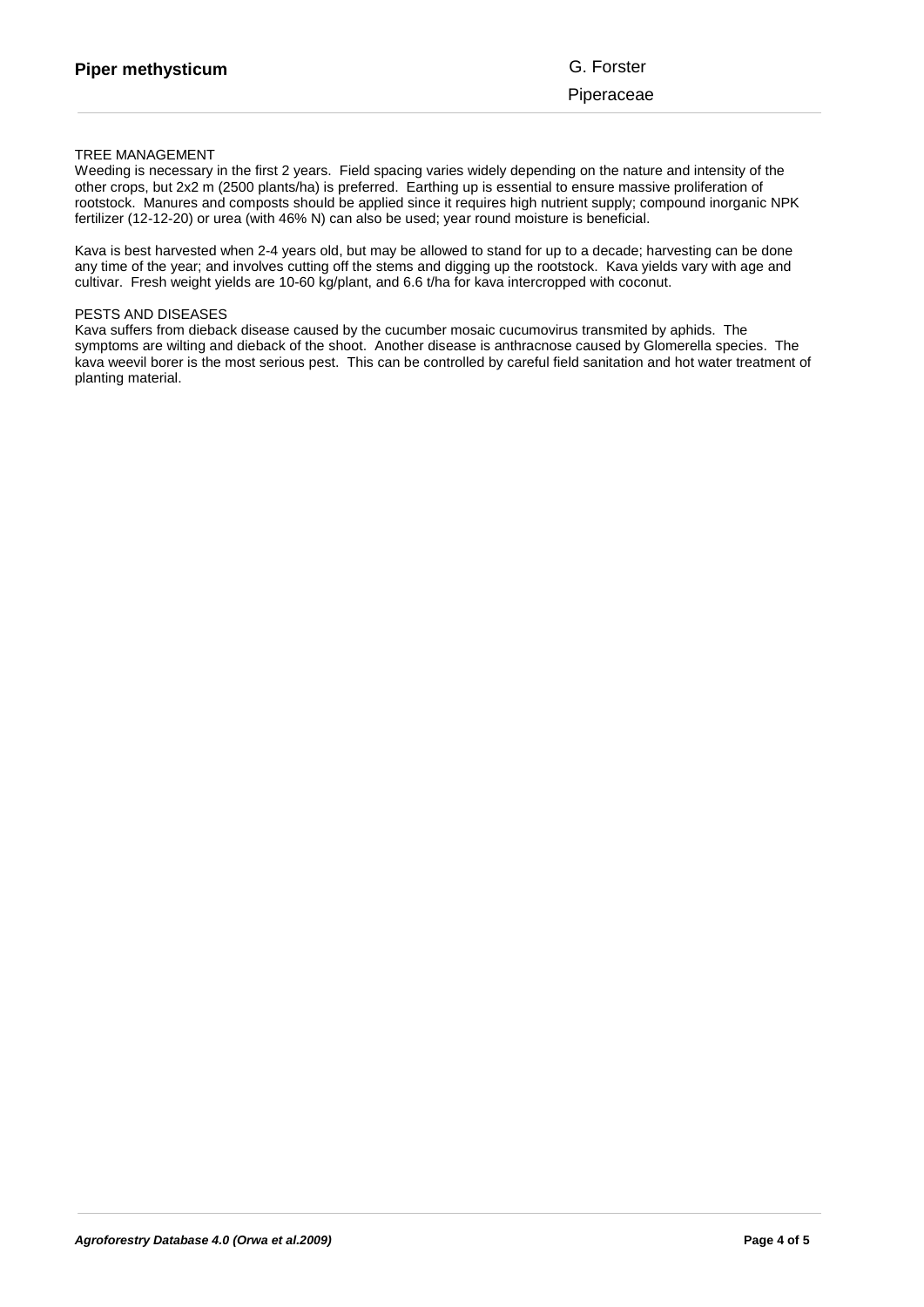## TREE MANAGEMENT

Weeding is necessary in the first 2 years. Field spacing varies widely depending on the nature and intensity of the other crops, but 2x2 m (2500 plants/ha) is preferred. Earthing up is essential to ensure massive proliferation of rootstock. Manures and composts should be applied since it requires high nutrient supply; compound inorganic NPK fertilizer (12-12-20) or urea (with 46% N) can also be used; year round moisture is beneficial.

Kava is best harvested when 2-4 years old, but may be allowed to stand for up to a decade; harvesting can be done any time of the year; and involves cutting off the stems and digging up the rootstock. Kava yields vary with age and cultivar. Fresh weight yields are 10-60 kg/plant, and 6.6 t/ha for kava intercropped with coconut.

## PESTS AND DISEASES

Kava suffers from dieback disease caused by the cucumber mosaic cucumovirus transmited by aphids. The symptoms are wilting and dieback of the shoot. Another disease is anthracnose caused by Glomerella species. The kava weevil borer is the most serious pest. This can be controlled by careful field sanitation and hot water treatment of planting material.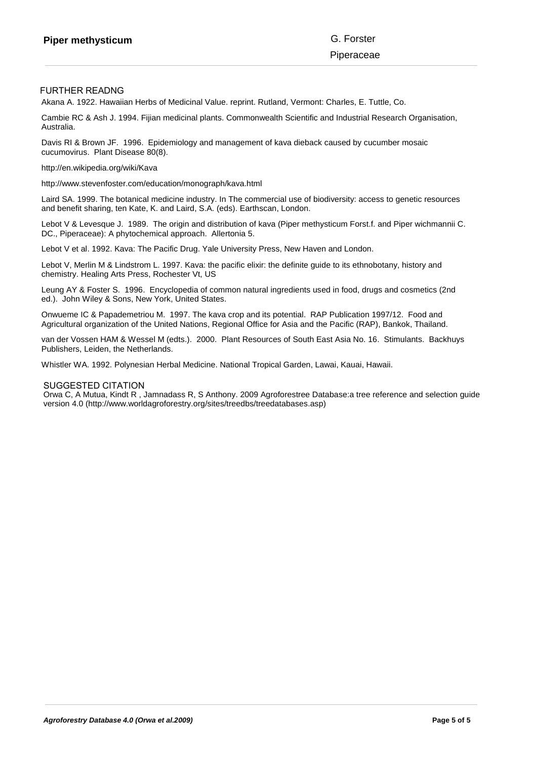## FURTHER READNG

Akana A. 1922. Hawaiian Herbs of Medicinal Value. reprint. Rutland, Vermont: Charles, E. Tuttle, Co.

Cambie RC & Ash J. 1994. Fijian medicinal plants. Commonwealth Scientific and Industrial Research Organisation, Australia.

Davis RI & Brown JF. 1996. Epidemiology and management of kava dieback caused by cucumber mosaic cucumovirus. Plant Disease 80(8).

http://en.wikipedia.org/wiki/Kava

http://www.stevenfoster.com/education/monograph/kava.html

Laird SA. 1999. The botanical medicine industry. In The commercial use of biodiversity: access to genetic resources and benefit sharing, ten Kate, K. and Laird, S.A. (eds). Earthscan, London.

Lebot V & Levesque J. 1989. The origin and distribution of kava (Piper methysticum Forst.f. and Piper wichmannii C. DC., Piperaceae): A phytochemical approach. Allertonia 5.

Lebot V et al. 1992. Kava: The Pacific Drug. Yale University Press, New Haven and London.

Lebot V, Merlin M & Lindstrom L. 1997. Kava: the pacific elixir: the definite guide to its ethnobotany, history and chemistry. Healing Arts Press, Rochester Vt, US

Leung AY & Foster S. 1996. Encyclopedia of common natural ingredients used in food, drugs and cosmetics (2nd ed.). John Wiley & Sons, New York, United States.

Onwueme IC & Papademetriou M. 1997. The kava crop and its potential. RAP Publication 1997/12. Food and Agricultural organization of the United Nations, Regional Office for Asia and the Pacific (RAP), Bankok, Thailand.

van der Vossen HAM & Wessel M (edts.). 2000. Plant Resources of South East Asia No. 16. Stimulants. Backhuys Publishers, Leiden, the Netherlands.

Whistler WA. 1992. Polynesian Herbal Medicine. National Tropical Garden, Lawai, Kauai, Hawaii.

## SUGGESTED CITATION

Orwa C, A Mutua, Kindt R , Jamnadass R, S Anthony. 2009 Agroforestree Database:a tree reference and selection guide version 4.0 (http://www.worldagroforestry.org/sites/treedbs/treedatabases.asp)